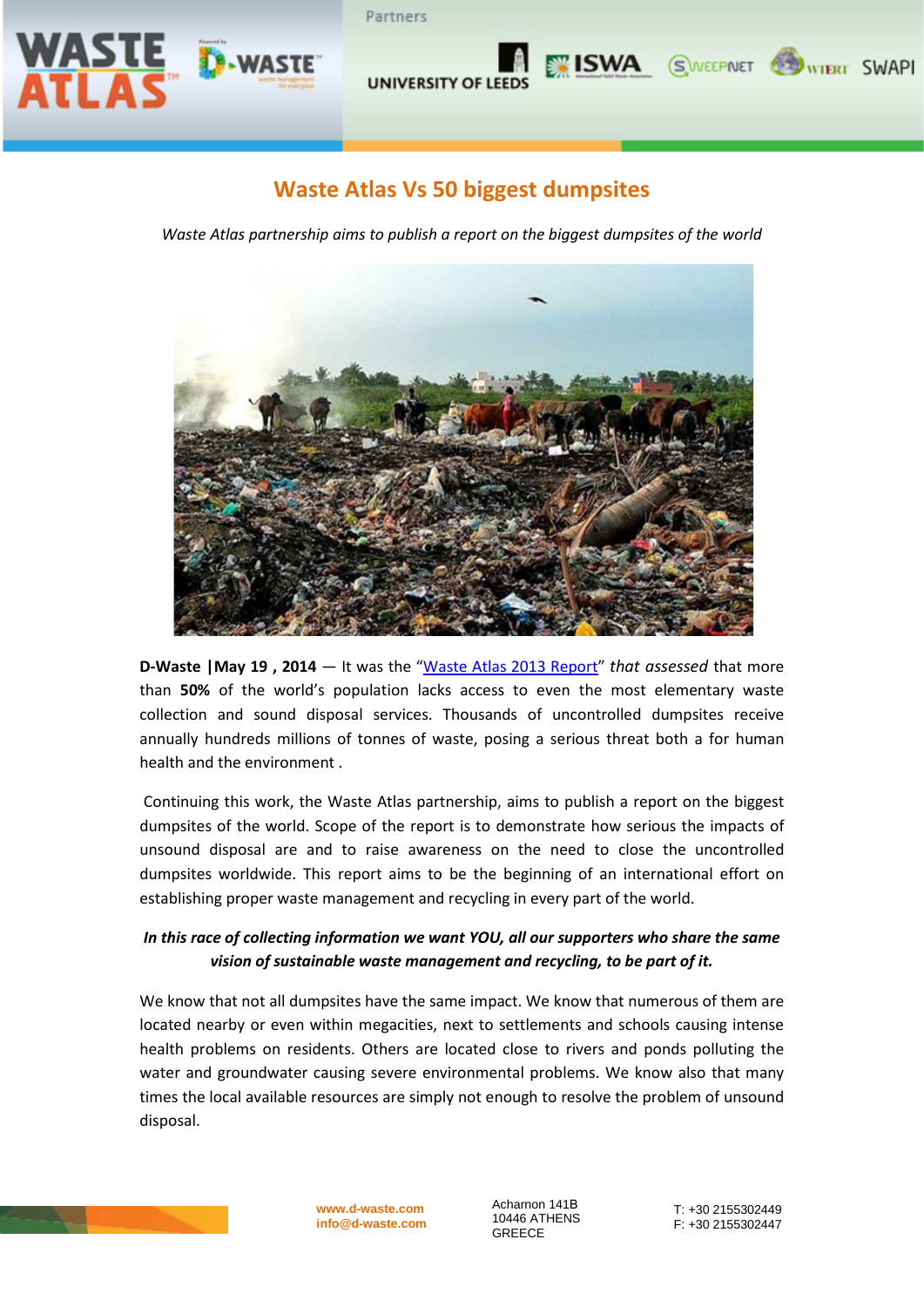# Waste Atlas Vs 50 biggest dumpsites

*Waste Atlas partnership aims to publish a report on the biggest dumpsites of the world*

**D-Waste |May 19 , 2014** — It was the "Waste Atlas 2013 Report" *that assessed* that more than **50%** of the world's population lacks access to even the most elementary waste collection and sound disposal services. Thousands of uncontrolled dumpsites receive annually hundreds millions of tonnes of waste, posing a serious threat both a for human health and the environment .

Continuing this work, the Waste Atlas partnership, aims to publish a report on the biggest dumpsites of the world. Scope of the report is to demonstrate how serious the impacts of unsound disposal are and to raise awareness on the need to close the uncontrolled dumpsites worldwide. This report aims to be the beginning of an international effort on establishing proper waste management and recycling in every part of the world.

***In this race of collecting information we want YOU, all our supporters who share the same vision of sustainable waste management and recycling, to be part of it.***

We know that not all dumpsites have the same impact. We know that numerous of them are located nearby or even within megacities, next to settlements and schools causing intense health problems on residents. Others are located close to rivers and ponds polluting the water and groundwater causing severe environmental problems. We know also that many times the local available resources are simply not enough to resolve the problem of unsound disposal.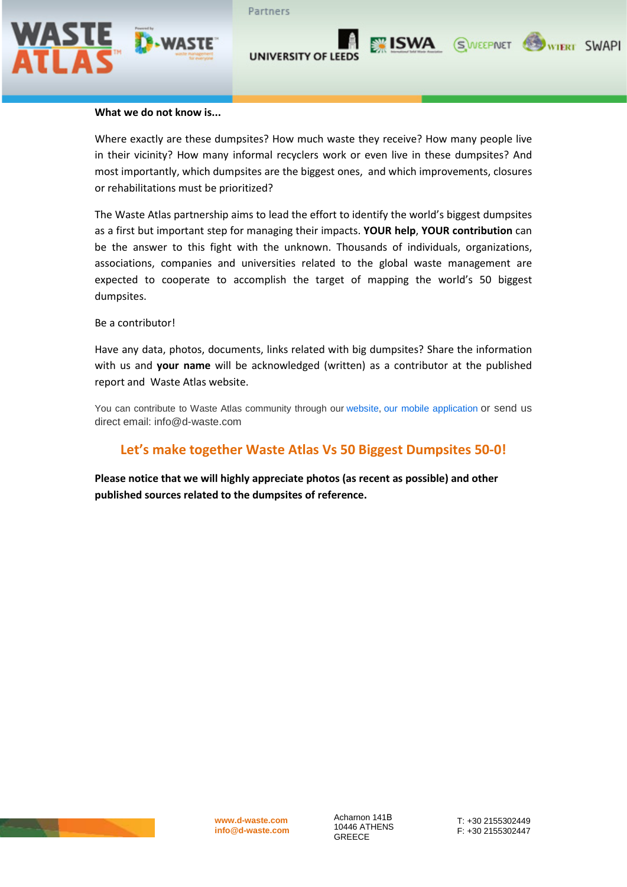**What we do not know is...**

Where exactly are these dumpsites? How much waste they receive? How many people live in their vicinity? How many informal recyclers work or even live in these dumpsites? And most importantly, which dumpsites are the biggest ones, and which improvements, closures or rehabilitations must be prioritized?

The Waste Atlas partnership aims to lead the effort to identify the world's biggest dumpsites as a first but important step for managing their impacts. **YOUR help**, **YOUR contribution** can be the answer to this fight with the unknown. Thousands of individuals, organizations, associations, companies and universities related to the global waste management are expected to cooperate to accomplish the target of mapping the world's 50 biggest dumpsites.

Be a contributor!

Have any data, photos, documents, links related with big dumpsites? Share the information with us and **your name** will be acknowledged (written) as a contributor at the published report and Waste Atlas website.

You can contribute to Waste Atlas community through our website, our mobile application or send us direct email: info@d-waste.com

## Let's make together Waste Atlas Vs 50 Biggest Dumpsites 50-0!

**Please notice that we will highly appreciate photos (as recent as possible) and other published sources related to the dumpsites of reference.**

www.d-waste.com
info@d-waste.com

Acharnon 141B
10446 ATHENS
GREECE

T: +30 2155302449
F: +30 2155302447